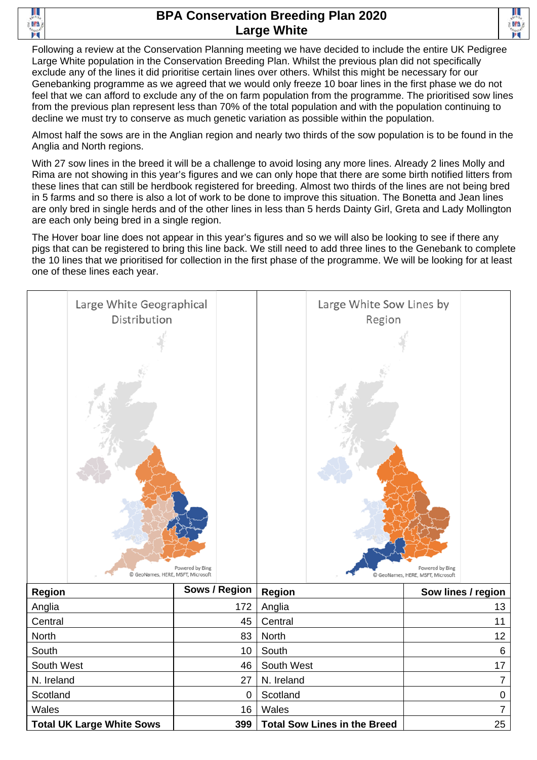# BPA Conservation Breeding Plan 2020
## Large White

Following a review at the Conservation Planning meeting we have decided to include the entire UK Pedigree Large White population in the Conservation Breeding Plan. Whilst the previous plan did not specifically exclude any of the lines it did prioritise certain lines over others. Whilst this might be necessary for our Genebanking programme as we agreed that we would only freeze 10 boar lines in the first phase we do not feel that we can afford to exclude any of the on farm population from the programme. The prioritised sow lines from the previous plan represent less than 70% of the total population and with the population continuing to decline we must try to conserve as much genetic variation as possible within the population.

Almost half the sows are in the Anglian region and nearly two thirds of the sow population is to be found in the Anglia and North regions.

With 27 sow lines in the breed it will be a challenge to avoid losing any more lines. Already 2 lines Molly and Rima are not showing in this year's figures and we can only hope that there are some birth notified litters from these lines that can still be herdbook registered for breeding. Almost two thirds of the lines are not being bred in 5 farms and so there is also a lot of work to be done to improve this situation. The Bonetta and Jean lines are only bred in single herds and of the other lines in less than 5 herds Dainty Girl, Greta and Lady Mollington are each only being bred in a single region.

The Hover boar line does not appear in this year's figures and so we will also be looking to see if there any pigs that can be registered to bring this line back. We still need to add three lines to the Genebank to complete the 10 lines that we prioritised for collection in the first phase of the programme. We will be looking for at least one of these lines each year.

Large White Geographical Distribution

| Region | Sows / Region |
|---|---|
| Anglia | 172 |
| Central | 45 |
| North | 83 |
| South | 10 |
| South West | 46 |
| N. Ireland | 27 |
| Scotland | 0 |
| Wales | 16 |
| **Total UK Large White Sows** | **399** |

Large White Sow Lines by Region

| Region | Sow lines / region |
|---|---|
| Anglia | 13 |
| Central | 11 |
| North | 12 |
| South | 6 |
| South West | 17 |
| N. Ireland | 7 |
| Scotland | 0 |
| Wales | 7 |
| **Total Sow Lines in the Breed** | 25 |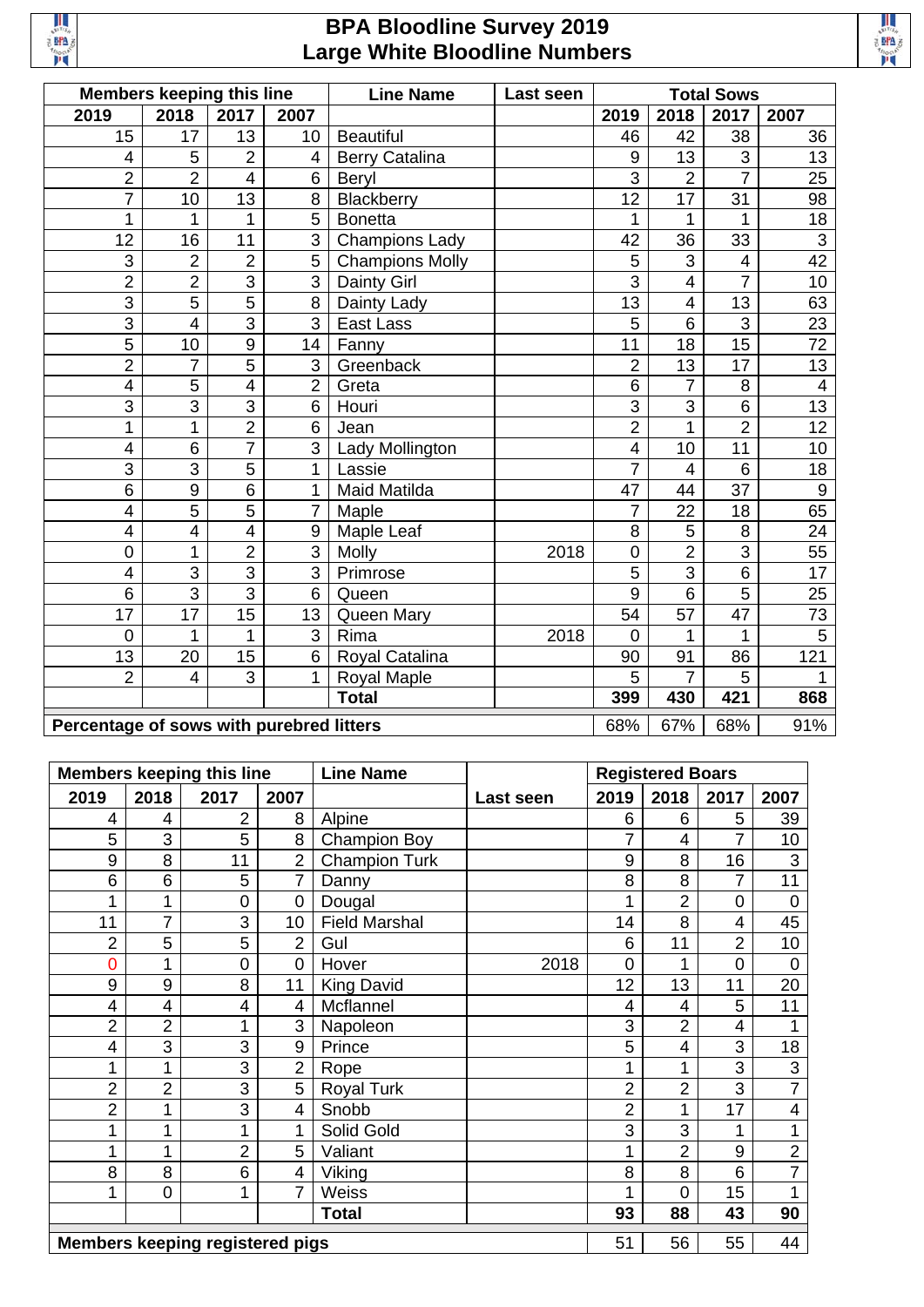# BPA Bloodline Survey 2019
## Large White Bloodline Numbers

| Members keeping this line | | | | Line Name | Last seen | Total Sows | | | |
|---|---|---|---|---|---|---|---|---|---|
| 2019 | 2018 | 2017 | 2007 | | | 2019 | 2018 | 2017 | 2007 |
| 15 | 17 | 13 | 10 | Beautiful | | 46 | 42 | 38 | 36 |
| 4 | 5 | 2 | 4 | Berry Catalina | | 9 | 13 | 3 | 13 |
| 2 | 2 | 4 | 6 | Beryl | | 3 | 2 | 7 | 25 |
| 7 | 10 | 13 | 8 | Blackberry | | 12 | 17 | 31 | 98 |
| 1 | 1 | 1 | 5 | Bonetta | | 1 | 1 | 1 | 18 |
| 12 | 16 | 11 | 3 | Champions Lady | | 42 | 36 | 33 | 3 |
| 3 | 2 | 2 | 5 | Champions Molly | | 5 | 3 | 4 | 42 |
| 2 | 2 | 3 | 3 | Dainty Girl | | 3 | 4 | 7 | 10 |
| 3 | 5 | 5 | 8 | Dainty Lady | | 13 | 4 | 13 | 63 |
| 3 | 4 | 3 | 3 | East Lass | | 5 | 6 | 3 | 23 |
| 5 | 10 | 9 | 14 | Fanny | | 11 | 18 | 15 | 72 |
| 2 | 7 | 5 | 3 | Greenback | | 2 | 13 | 17 | 13 |
| 4 | 5 | 4 | 2 | Greta | | 6 | 7 | 8 | 4 |
| 3 | 3 | 3 | 6 | Houri | | 3 | 3 | 6 | 13 |
| 1 | 1 | 2 | 6 | Jean | | 2 | 1 | 2 | 12 |
| 4 | 6 | 7 | 3 | Lady Mollington | | 4 | 10 | 11 | 10 |
| 3 | 3 | 5 | 1 | Lassie | | 7 | 4 | 6 | 18 |
| 6 | 9 | 6 | 1 | Maid Matilda | | 47 | 44 | 37 | 9 |
| 4 | 5 | 5 | 7 | Maple | | 7 | 22 | 18 | 65 |
| 4 | 4 | 4 | 9 | Maple Leaf | | 8 | 5 | 8 | 24 |
| 0 | 1 | 2 | 3 | Molly | 2018 | 0 | 2 | 3 | 55 |
| 4 | 3 | 3 | 3 | Primrose | | 5 | 3 | 6 | 17 |
| 6 | 3 | 3 | 6 | Queen | | 9 | 6 | 5 | 25 |
| 17 | 17 | 15 | 13 | Queen Mary | | 54 | 57 | 47 | 73 |
| 0 | 1 | 1 | 3 | Rima | 2018 | 0 | 1 | 1 | 5 |
| 13 | 20 | 15 | 6 | Royal Catalina | | 90 | 91 | 86 | 121 |
| 2 | 4 | 3 | 1 | Royal Maple | | 5 | 7 | 5 | 1 |
| | | | | **Total** | | **399** | **430** | **421** | **868** |
| **Percentage of sows with purebred litters** | | | | | | 68% | 67% | 68% | 91% |

| Members keeping this line | | | | Line Name | Last seen | Registered Boars | | | |
|---|---|---|---|---|---|---|---|---|---|
| 2019 | 2018 | 2017 | 2007 | | | 2019 | 2018 | 2017 | 2007 |
| 4 | 4 | 2 | 8 | Alpine | | 6 | 6 | 5 | 39 |
| 5 | 3 | 5 | 8 | Champion Boy | | 7 | 4 | 7 | 10 |
| 9 | 8 | 11 | 2 | Champion Turk | | 9 | 8 | 16 | 3 |
| 6 | 6 | 5 | 7 | Danny | | 8 | 8 | 7 | 11 |
| 1 | 1 | 0 | 0 | Dougal | | 1 | 2 | 0 | 0 |
| 11 | 7 | 3 | 10 | Field Marshal | | 14 | 8 | 4 | 45 |
| 2 | 5 | 5 | 2 | Gul | | 6 | 11 | 2 | 10 |
| 0 | 1 | 0 | 0 | Hover | 2018 | 0 | 1 | 0 | 0 |
| 9 | 9 | 8 | 11 | King David | | 12 | 13 | 11 | 20 |
| 4 | 4 | 4 | 4 | Mcflannel | | 4 | 4 | 5 | 11 |
| 2 | 2 | 1 | 3 | Napoleon | | 3 | 2 | 4 | 1 |
| 4 | 3 | 3 | 9 | Prince | | 5 | 4 | 3 | 18 |
| 1 | 1 | 3 | 2 | Rope | | 1 | 1 | 3 | 3 |
| 2 | 2 | 3 | 5 | Royal Turk | | 2 | 2 | 3 | 7 |
| 2 | 1 | 3 | 4 | Snobb | | 2 | 1 | 17 | 4 |
| 1 | 1 | 1 | 1 | Solid Gold | | 3 | 3 | 1 | 1 |
| 1 | 1 | 2 | 5 | Valiant | | 1 | 2 | 9 | 2 |
| 8 | 8 | 6 | 4 | Viking | | 8 | 8 | 6 | 7 |
| 1 | 0 | 1 | 7 | Weiss | | 1 | 0 | 15 | 1 |
| | | | | **Total** | | **93** | **88** | **43** | **90** |
| **Members keeping registered pigs** | | | | | | 51 | 56 | 55 | 44 |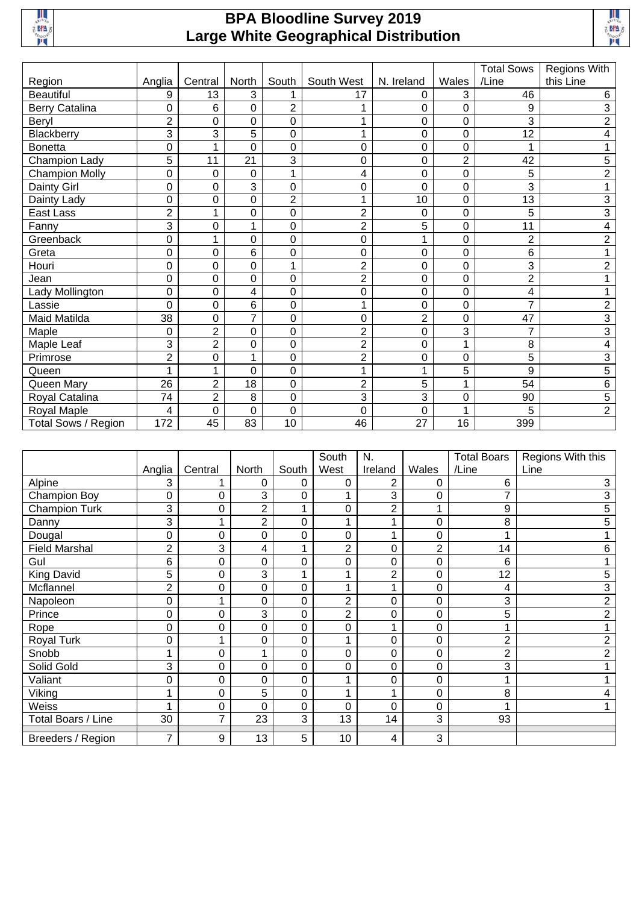# BPA Bloodline Survey 2019
# Large White Geographical Distribution

| Region | Anglia | Central | North | South | South West | N. Ireland | Wales | Total Sows /Line | Regions With this Line |
|---|---|---|---|---|---|---|---|---|---|
| Beautiful | 9 | 13 | 3 | 1 | 17 | 0 | 3 | 46 | 6 |
| Berry Catalina | 0 | 6 | 0 | 2 | 1 | 0 | 0 | 9 | 3 |
| Beryl | 2 | 0 | 0 | 0 | 1 | 0 | 0 | 3 | 2 |
| Blackberry | 3 | 3 | 5 | 0 | 1 | 0 | 0 | 12 | 4 |
| Bonetta | 0 | 1 | 0 | 0 | 0 | 0 | 0 | 1 | 1 |
| Champion Lady | 5 | 11 | 21 | 3 | 0 | 0 | 2 | 42 | 5 |
| Champion Molly | 0 | 0 | 0 | 1 | 4 | 0 | 0 | 5 | 2 |
| Dainty Girl | 0 | 0 | 3 | 0 | 0 | 0 | 0 | 3 | 1 |
| Dainty Lady | 0 | 0 | 0 | 2 | 1 | 10 | 0 | 13 | 3 |
| East Lass | 2 | 1 | 0 | 0 | 2 | 0 | 0 | 5 | 3 |
| Fanny | 3 | 0 | 1 | 0 | 2 | 5 | 0 | 11 | 4 |
| Greenback | 0 | 1 | 0 | 0 | 0 | 1 | 0 | 2 | 2 |
| Greta | 0 | 0 | 6 | 0 | 0 | 0 | 0 | 6 | 1 |
| Houri | 0 | 0 | 0 | 1 | 2 | 0 | 0 | 3 | 2 |
| Jean | 0 | 0 | 0 | 0 | 2 | 0 | 0 | 2 | 1 |
| Lady Mollington | 0 | 0 | 4 | 0 | 0 | 0 | 0 | 4 | 1 |
| Lassie | 0 | 0 | 6 | 0 | 1 | 0 | 0 | 7 | 2 |
| Maid Matilda | 38 | 0 | 7 | 0 | 0 | 2 | 0 | 47 | 3 |
| Maple | 0 | 2 | 0 | 0 | 2 | 0 | 3 | 7 | 3 |
| Maple Leaf | 3 | 2 | 0 | 0 | 2 | 0 | 1 | 8 | 4 |
| Primrose | 2 | 0 | 1 | 0 | 2 | 0 | 0 | 5 | 3 |
| Queen | 1 | 1 | 0 | 0 | 1 | 1 | 5 | 9 | 5 |
| Queen Mary | 26 | 2 | 18 | 0 | 2 | 5 | 1 | 54 | 6 |
| Royal Catalina | 74 | 2 | 8 | 0 | 3 | 3 | 0 | 90 | 5 |
| Royal Maple | 4 | 0 | 0 | 0 | 0 | 0 | 1 | 5 | 2 |
| Total Sows / Region | 172 | 45 | 83 | 10 | 46 | 27 | 16 | 399 | |

| | Anglia | Central | North | South | South West | N. Ireland | Wales | Total Boars /Line | Regions With this Line |
|---|---|---|---|---|---|---|---|---|---|
| Alpine | 3 | 1 | 0 | 0 | 0 | 2 | 0 | 6 | 3 |
| Champion Boy | 0 | 0 | 3 | 0 | 1 | 3 | 0 | 7 | 3 |
| Champion Turk | 3 | 0 | 2 | 1 | 0 | 2 | 1 | 9 | 5 |
| Danny | 3 | 1 | 2 | 0 | 1 | 1 | 0 | 8 | 5 |
| Dougal | 0 | 0 | 0 | 0 | 0 | 1 | 0 | 1 | 1 |
| Field Marshal | 2 | 3 | 4 | 1 | 2 | 0 | 2 | 14 | 6 |
| Gul | 6 | 0 | 0 | 0 | 0 | 0 | 0 | 6 | 1 |
| King David | 5 | 0 | 3 | 1 | 1 | 2 | 0 | 12 | 5 |
| Mcflannel | 2 | 0 | 0 | 0 | 1 | 1 | 0 | 4 | 3 |
| Napoleon | 0 | 1 | 0 | 0 | 2 | 0 | 0 | 3 | 2 |
| Prince | 0 | 0 | 3 | 0 | 2 | 0 | 0 | 5 | 2 |
| Rope | 0 | 0 | 0 | 0 | 0 | 1 | 0 | 1 | 1 |
| Royal Turk | 0 | 1 | 0 | 0 | 1 | 0 | 0 | 2 | 2 |
| Snobb | 1 | 0 | 1 | 0 | 0 | 0 | 0 | 2 | 2 |
| Solid Gold | 3 | 0 | 0 | 0 | 0 | 0 | 0 | 3 | 1 |
| Valiant | 0 | 0 | 0 | 0 | 1 | 0 | 0 | 1 | 1 |
| Viking | 1 | 0 | 5 | 0 | 1 | 1 | 0 | 8 | 4 |
| Weiss | 1 | 0 | 0 | 0 | 0 | 0 | 0 | 1 | 1 |
| Total Boars / Line | 30 | 7 | 23 | 3 | 13 | 14 | 3 | 93 | |
| Breeders / Region | 7 | 9 | 13 | 5 | 10 | 4 | 3 | | |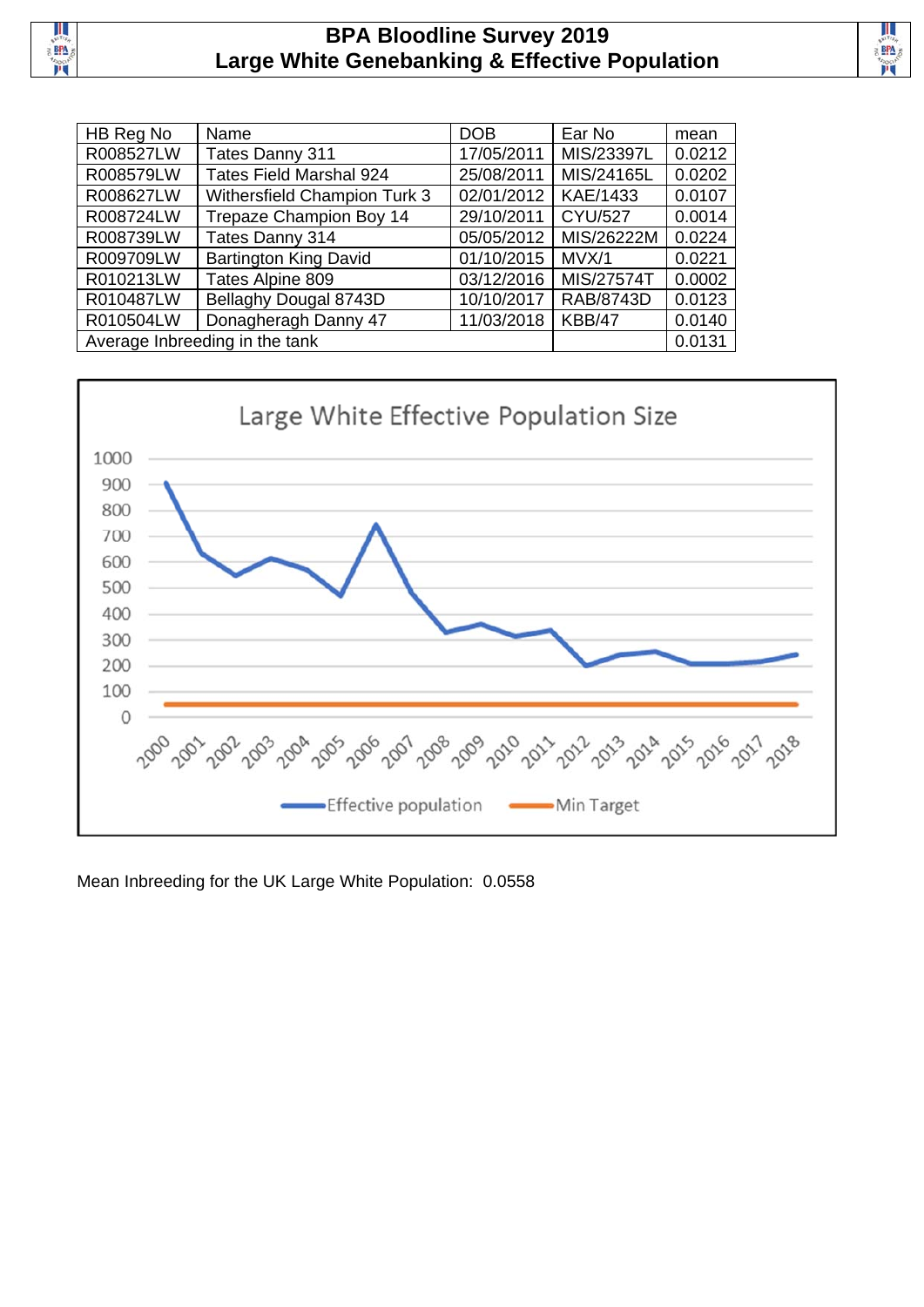# BPA Bloodline Survey 2019
## Large White Genebanking & Effective Population

| HB Reg No | Name | DOB | Ear No | mean |
|---|---|---|---|---|
| R008527LW | Tates Danny 311 | 17/05/2011 | MIS/23397L | 0.0212 |
| R008579LW | Tates Field Marshal 924 | 25/08/2011 | MIS/24165L | 0.0202 |
| R008627LW | Withersfield Champion Turk 3 | 02/01/2012 | KAE/1433 | 0.0107 |
| R008724LW | Trepaze Champion Boy 14 | 29/10/2011 | CYU/527 | 0.0014 |
| R008739LW | Tates Danny 314 | 05/05/2012 | MIS/26222M | 0.0224 |
| R009709LW | Bartington King David | 01/10/2015 | MVX/1 | 0.0221 |
| R010213LW | Tates Alpine 809 | 03/12/2016 | MIS/27574T | 0.0002 |
| R010487LW | Bellaghy Dougal 8743D | 10/10/2017 | RAB/8743D | 0.0123 |
| R010504LW | Donagheragh Danny 47 | 11/03/2018 | KBB/47 | 0.0140 |
| Average Inbreeding in the tank | | | | 0.0131 |

Large White Effective Population Size

1000
900
800
700
600
500
400
300
200
100
0

2000 2001 2002 2003 2004 2005 2006 2007 2008 2009 2010 2011 2012 2013 2014 2015 2016 2017 2018

Effective population
Min Target

Mean Inbreeding for the UK Large White Population: 0.0558